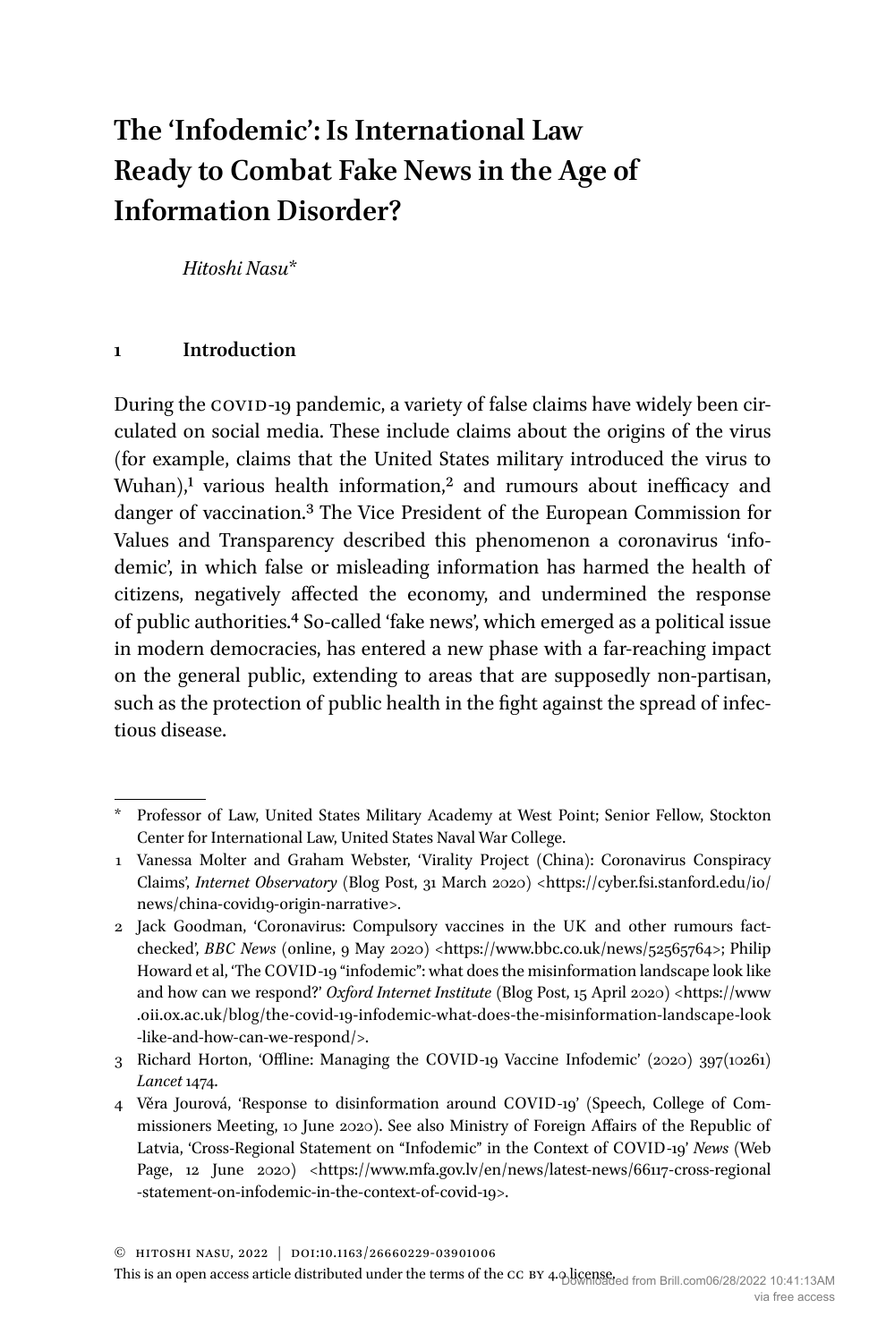# The 'Infodemic': Is International Law Ready to Combat Fake News in the Age of Information Disorder?

*Hitoshi Nasu*\*

## 1 Introduction

During the COVID-19 pandemic, a variety of false claims have widely been circulated on social media. These include claims about the origins of the virus (for example, claims that the United States military introduced the virus to Wuhan),[1] various health information,[2] and rumours about inefficacy and danger of vaccination.[3] The Vice President of the European Commission for Values and Transparency described this phenomenon a coronavirus 'infodemic', in which false or misleading information has harmed the health of citizens, negatively affected the economy, and undermined the response of public authorities.[4] So-called 'fake news', which emerged as a political issue in modern democracies, has entered a new phase with a far-reaching impact on the general public, extending to areas that are supposedly non-partisan, such as the protection of public health in the fight against the spread of infectious disease.

---

\* Professor of Law, United States Military Academy at West Point; Senior Fellow, Stockton Center for International Law, United States Naval War College.

1 Vanessa Molter and Graham Webster, 'Virality Project (China): Coronavirus Conspiracy Claims', *Internet Observatory* (Blog Post, 31 March 2020) <https://cyber.fsi.stanford.edu/io/news/china-covid19-origin-narrative>.

2 Jack Goodman, 'Coronavirus: Compulsory vaccines in the UK and other rumours fact-checked', *BBC News* (online, 9 May 2020) <https://www.bbc.co.uk/news/52565764>; Philip Howard et al, 'The COVID-19 "infodemic": what does the misinformation landscape look like and how can we respond?' *Oxford Internet Institute* (Blog Post, 15 April 2020) <https://www.oii.ox.ac.uk/blog/the-covid-19-infodemic-what-does-the-misinformation-landscape-look-like-and-how-can-we-respond/>.

3 Richard Horton, 'Offline: Managing the COVID-19 Vaccine Infodemic' (2020) 397(10261) *Lancet* 1474.

4 Věra Jourová, 'Response to disinformation around COVID-19' (Speech, College of Commissioners Meeting, 10 June 2020). See also Ministry of Foreign Affairs of the Republic of Latvia, 'Cross-Regional Statement on "Infodemic" in the Context of COVID-19' *News* (Web Page, 12 June 2020) <https://www.mfa.gov.lv/en/news/latest-news/66117-cross-regional-statement-on-infodemic-in-the-context-of-covid-19>.

© Hitoshi Nasu, 2022 | DOI:10.1163/26660229-03901006

This is an open access article distributed under the terms of the CC BY 4.0 license.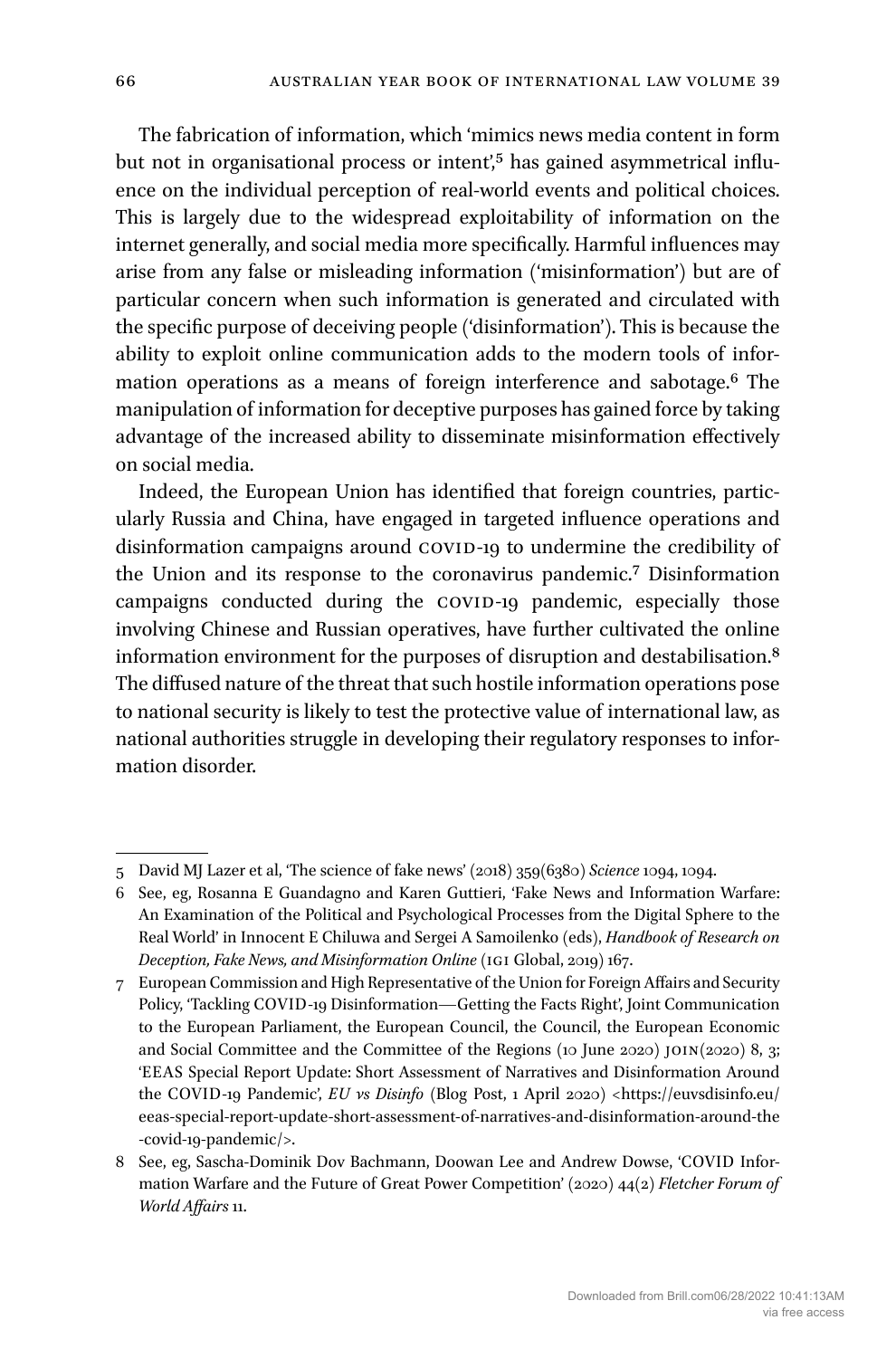The fabrication of information, which 'mimics news media content in form but not in organisational process or intent',[5] has gained asymmetrical influence on the individual perception of real-world events and political choices. This is largely due to the widespread exploitability of information on the internet generally, and social media more specifically. Harmful influences may arise from any false or misleading information ('misinformation') but are of particular concern when such information is generated and circulated with the specific purpose of deceiving people ('disinformation'). This is because the ability to exploit online communication adds to the modern tools of information operations as a means of foreign interference and sabotage.[6] The manipulation of information for deceptive purposes has gained force by taking advantage of the increased ability to disseminate misinformation effectively on social media.

Indeed, the European Union has identified that foreign countries, particularly Russia and China, have engaged in targeted influence operations and disinformation campaigns around COVID-19 to undermine the credibility of the Union and its response to the coronavirus pandemic.[7] Disinformation campaigns conducted during the COVID-19 pandemic, especially those involving Chinese and Russian operatives, have further cultivated the online information environment for the purposes of disruption and destabilisation.[8] The diffused nature of the threat that such hostile information operations pose to national security is likely to test the protective value of international law, as national authorities struggle in developing their regulatory responses to information disorder.

---

5 David MJ Lazer et al, 'The science of fake news' (2018) 359(6380) *Science* 1094, 1094.

6 See, eg, Rosanna E Guandagno and Karen Guttieri, 'Fake News and Information Warfare: An Examination of the Political and Psychological Processes from the Digital Sphere to the Real World' in Innocent E Chiluwa and Sergei A Samoilenko (eds), *Handbook of Research on Deception, Fake News, and Misinformation Online* (IGI Global, 2019) 167.

7 European Commission and High Representative of the Union for Foreign Affairs and Security Policy, 'Tackling COVID-19 Disinformation—Getting the Facts Right', Joint Communication to the European Parliament, the European Council, the Council, the European Economic and Social Committee and the Committee of the Regions (10 June 2020) JOIN(2020) 8, 3; 'EEAS Special Report Update: Short Assessment of Narratives and Disinformation Around the COVID-19 Pandemic', *EU vs Disinfo* (Blog Post, 1 April 2020) <https://euvsdisinfo.eu/eeas-special-report-update-short-assessment-of-narratives-and-disinformation-around-the-covid-19-pandemic/>.

8 See, eg, Sascha-Dominik Dov Bachmann, Doowan Lee and Andrew Dowse, 'COVID Information Warfare and the Future of Great Power Competition' (2020) 44(2) *Fletcher Forum of World Affairs* 11.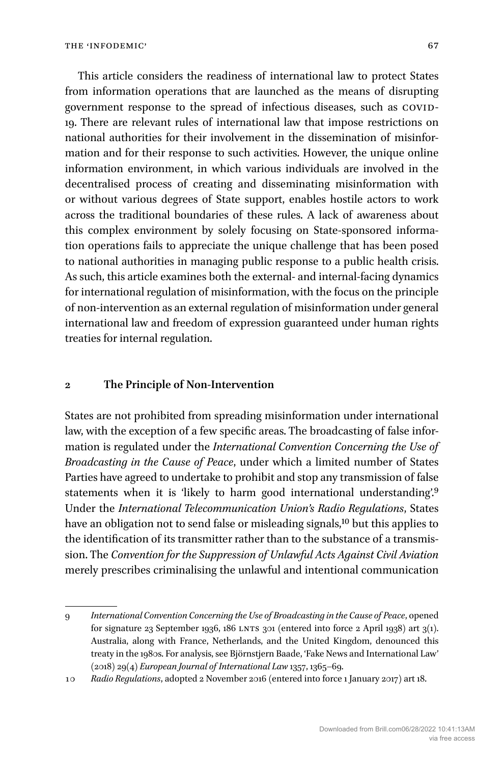This article considers the readiness of international law to protect States from information operations that are launched as the means of disrupting government response to the spread of infectious diseases, such as COVID-19. There are relevant rules of international law that impose restrictions on national authorities for their involvement in the dissemination of misinformation and for their response to such activities. However, the unique online information environment, in which various individuals are involved in the decentralised process of creating and disseminating misinformation with or without various degrees of State support, enables hostile actors to work across the traditional boundaries of these rules. A lack of awareness about this complex environment by solely focusing on State-sponsored information operations fails to appreciate the unique challenge that has been posed to national authorities in managing public response to a public health crisis. As such, this article examines both the external- and internal-facing dynamics for international regulation of misinformation, with the focus on the principle of non-intervention as an external regulation of misinformation under general international law and freedom of expression guaranteed under human rights treaties for internal regulation.

## 2 The Principle of Non-Intervention

States are not prohibited from spreading misinformation under international law, with the exception of a few specific areas. The broadcasting of false information is regulated under the *International Convention Concerning the Use of Broadcasting in the Cause of Peace*, under which a limited number of States Parties have agreed to undertake to prohibit and stop any transmission of false statements when it is 'likely to harm good international understanding'.[9] Under the *International Telecommunication Union's Radio Regulations*, States have an obligation not to send false or misleading signals,[10] but this applies to the identification of its transmitter rather than to the substance of a transmission. The *Convention for the Suppression of Unlawful Acts Against Civil Aviation* merely prescribes criminalising the unlawful and intentional communication

---

9 *International Convention Concerning the Use of Broadcasting in the Cause of Peace*, opened for signature 23 September 1936, 186 LNTS 301 (entered into force 2 April 1938) art 3(1). Australia, along with France, Netherlands, and the United Kingdom, denounced this treaty in the 1980s. For analysis, see Björnstjern Baade, 'Fake News and International Law' (2018) 29(4) *European Journal of International Law* 1357, 1365–69.

10 *Radio Regulations*, adopted 2 November 2016 (entered into force 1 January 2017) art 18.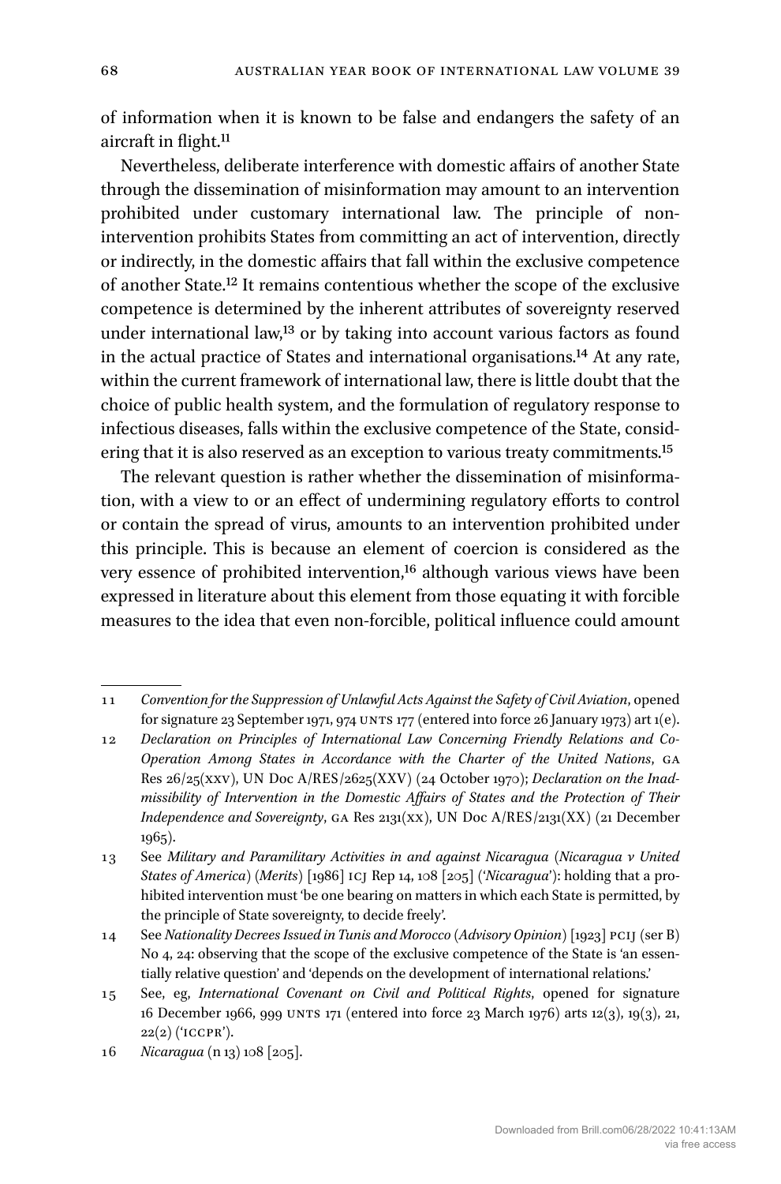of information when it is known to be false and endangers the safety of an aircraft in flight.[11]

Nevertheless, deliberate interference with domestic affairs of another State through the dissemination of misinformation may amount to an intervention prohibited under customary international law. The principle of non-intervention prohibits States from committing an act of intervention, directly or indirectly, in the domestic affairs that fall within the exclusive competence of another State.[12] It remains contentious whether the scope of the exclusive competence is determined by the inherent attributes of sovereignty reserved under international law,[13] or by taking into account various factors as found in the actual practice of States and international organisations.[14] At any rate, within the current framework of international law, there is little doubt that the choice of public health system, and the formulation of regulatory response to infectious diseases, falls within the exclusive competence of the State, considering that it is also reserved as an exception to various treaty commitments.[15]

The relevant question is rather whether the dissemination of misinformation, with a view to or an effect of undermining regulatory efforts to control or contain the spread of virus, amounts to an intervention prohibited under this principle. This is because an element of coercion is considered as the very essence of prohibited intervention,[16] although various views have been expressed in literature about this element from those equating it with forcible measures to the idea that even non-forcible, political influence could amount

---

11 *Convention for the Suppression of Unlawful Acts Against the Safety of Civil Aviation*, opened for signature 23 September 1971, 974 UNTS 177 (entered into force 26 January 1973) art 1(e).

12 *Declaration on Principles of International Law Concerning Friendly Relations and Co-Operation Among States in Accordance with the Charter of the United Nations*, GA Res 26/25(XXV), UN Doc A/RES/2625(XXV) (24 October 1970); *Declaration on the Inadmissibility of Intervention in the Domestic Affairs of States and the Protection of Their Independence and Sovereignty*, GA Res 2131(XX), UN Doc A/RES/2131(XX) (21 December 1965).

13 See *Military and Paramilitary Activities in and against Nicaragua* (*Nicaragua v United States of America*) (*Merits*) [1986] ICJ Rep 14, 108 [205] ('*Nicaragua*'): holding that a prohibited intervention must 'be one bearing on matters in which each State is permitted, by the principle of State sovereignty, to decide freely'.

14 See *Nationality Decrees Issued in Tunis and Morocco* (*Advisory Opinion*) [1923] PCIJ (ser B) No 4, 24: observing that the scope of the exclusive competence of the State is 'an essentially relative question' and 'depends on the development of international relations.'

15 See, eg, *International Covenant on Civil and Political Rights*, opened for signature 16 December 1966, 999 UNTS 171 (entered into force 23 March 1976) arts 12(3), 19(3), 21, 22(2) ('ICCPR').

16 *Nicaragua* (n 13) 108 [205].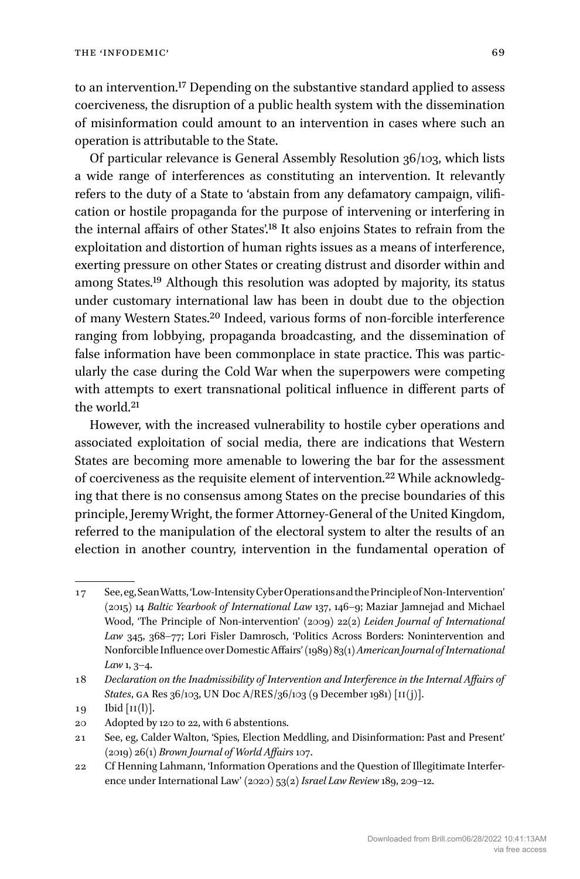to an intervention.[17] Depending on the substantive standard applied to assess coerciveness, the disruption of a public health system with the dissemination of misinformation could amount to an intervention in cases where such an operation is attributable to the State.

Of particular relevance is General Assembly Resolution 36/103, which lists a wide range of interferences as constituting an intervention. It relevantly refers to the duty of a State to 'abstain from any defamatory campaign, vilification or hostile propaganda for the purpose of intervening or interfering in the internal affairs of other States'.[18] It also enjoins States to refrain from the exploitation and distortion of human rights issues as a means of interference, exerting pressure on other States or creating distrust and disorder within and among States.[19] Although this resolution was adopted by majority, its status under customary international law has been in doubt due to the objection of many Western States.[20] Indeed, various forms of non-forcible interference ranging from lobbying, propaganda broadcasting, and the dissemination of false information have been commonplace in state practice. This was particularly the case during the Cold War when the superpowers were competing with attempts to exert transnational political influence in different parts of the world.[21]

However, with the increased vulnerability to hostile cyber operations and associated exploitation of social media, there are indications that Western States are becoming more amenable to lowering the bar for the assessment of coerciveness as the requisite element of intervention.[22] While acknowledging that there is no consensus among States on the precise boundaries of this principle, Jeremy Wright, the former Attorney-General of the United Kingdom, referred to the manipulation of the electoral system to alter the results of an election in another country, intervention in the fundamental operation of

---

17 See, eg, Sean Watts, 'Low-Intensity Cyber Operations and the Principle of Non-Intervention' (2015) 14 *Baltic Yearbook of International Law* 137, 146–9; Maziar Jamnejad and Michael Wood, 'The Principle of Non-intervention' (2009) 22(2) *Leiden Journal of International Law* 345, 368–77; Lori Fisler Damrosch, 'Politics Across Borders: Nonintervention and Nonforcible Influence over Domestic Affairs' (1989) 83(1) *American Journal of International Law* 1, 3–4.

18 *Declaration on the Inadmissibility of Intervention and Interference in the Internal Affairs of States*, GA Res 36/103, UN Doc A/RES/36/103 (9 December 1981) [II(j)].

19 Ibid [II(l)].

20 Adopted by 120 to 22, with 6 abstentions.

21 See, eg, Calder Walton, 'Spies, Election Meddling, and Disinformation: Past and Present' (2019) 26(1) *Brown Journal of World Affairs* 107.

22 Cf Henning Lahmann, 'Information Operations and the Question of Illegitimate Interference under International Law' (2020) 53(2) *Israel Law Review* 189, 209–12.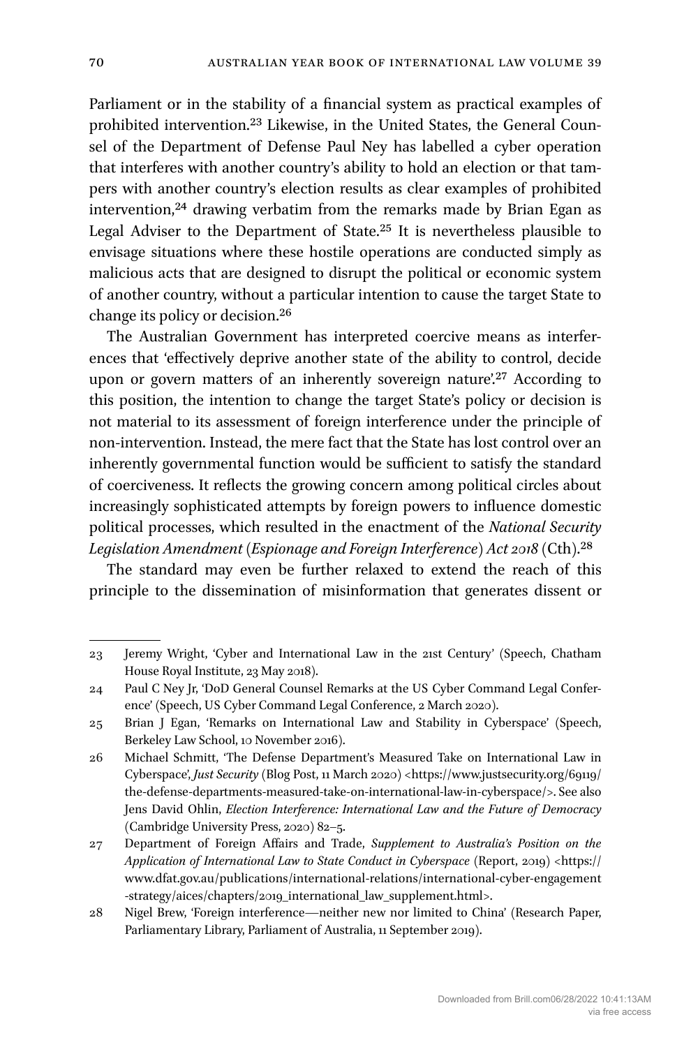Parliament or in the stability of a financial system as practical examples of prohibited intervention.[23] Likewise, in the United States, the General Counsel of the Department of Defense Paul Ney has labelled a cyber operation that interferes with another country's ability to hold an election or that tampers with another country's election results as clear examples of prohibited intervention,[24] drawing verbatim from the remarks made by Brian Egan as Legal Adviser to the Department of State.[25] It is nevertheless plausible to envisage situations where these hostile operations are conducted simply as malicious acts that are designed to disrupt the political or economic system of another country, without a particular intention to cause the target State to change its policy or decision.[26]

The Australian Government has interpreted coercive means as interferences that 'effectively deprive another state of the ability to control, decide upon or govern matters of an inherently sovereign nature'.[27] According to this position, the intention to change the target State's policy or decision is not material to its assessment of foreign interference under the principle of non-intervention. Instead, the mere fact that the State has lost control over an inherently governmental function would be sufficient to satisfy the standard of coerciveness. It reflects the growing concern among political circles about increasingly sophisticated attempts by foreign powers to influence domestic political processes, which resulted in the enactment of the *National Security Legislation Amendment (Espionage and Foreign Interference) Act 2018* (Cth).[28]

The standard may even be further relaxed to extend the reach of this principle to the dissemination of misinformation that generates dissent or

---

23 Jeremy Wright, 'Cyber and International Law in the 21st Century' (Speech, Chatham House Royal Institute, 23 May 2018).

24 Paul C Ney Jr, 'DoD General Counsel Remarks at the US Cyber Command Legal Conference' (Speech, US Cyber Command Legal Conference, 2 March 2020).

25 Brian J Egan, 'Remarks on International Law and Stability in Cyberspace' (Speech, Berkeley Law School, 10 November 2016).

26 Michael Schmitt, 'The Defense Department's Measured Take on International Law in Cyberspace', *Just Security* (Blog Post, 11 March 2020) <https://www.justsecurity.org/69119/the-defense-departments-measured-take-on-international-law-in-cyberspace/>. See also Jens David Ohlin, *Election Interference: International Law and the Future of Democracy* (Cambridge University Press, 2020) 82–5.

27 Department of Foreign Affairs and Trade, *Supplement to Australia's Position on the Application of International Law to State Conduct in Cyberspace* (Report, 2019) <https://www.dfat.gov.au/publications/international-relations/international-cyber-engagement-strategy/aices/chapters/2019_international_law_supplement.html>.

28 Nigel Brew, 'Foreign interference—neither new nor limited to China' (Research Paper, Parliamentary Library, Parliament of Australia, 11 September 2019).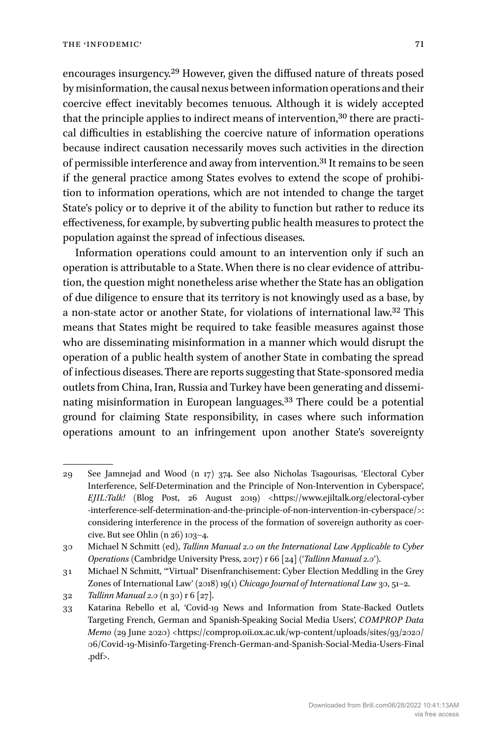encourages insurgency.[29] However, given the diffused nature of threats posed by misinformation, the causal nexus between information operations and their coercive effect inevitably becomes tenuous. Although it is widely accepted that the principle applies to indirect means of intervention,[30] there are practical difficulties in establishing the coercive nature of information operations because indirect causation necessarily moves such activities in the direction of permissible interference and away from intervention.[31] It remains to be seen if the general practice among States evolves to extend the scope of prohibition to information operations, which are not intended to change the target State's policy or to deprive it of the ability to function but rather to reduce its effectiveness, for example, by subverting public health measures to protect the population against the spread of infectious diseases.

Information operations could amount to an intervention only if such an operation is attributable to a State. When there is no clear evidence of attribution, the question might nonetheless arise whether the State has an obligation of due diligence to ensure that its territory is not knowingly used as a base, by a non-state actor or another State, for violations of international law.[32] This means that States might be required to take feasible measures against those who are disseminating misinformation in a manner which would disrupt the operation of a public health system of another State in combating the spread of infectious diseases. There are reports suggesting that State-sponsored media outlets from China, Iran, Russia and Turkey have been generating and disseminating misinformation in European languages.[33] There could be a potential ground for claiming State responsibility, in cases where such information operations amount to an infringement upon another State's sovereignty

---

29 See Jamnejad and Wood (n 17) 374. See also Nicholas Tsagourisas, 'Electoral Cyber Interference, Self-Determination and the Principle of Non-Intervention in Cyberspace', *EJIL:Talk!* (Blog Post, 26 August 2019) <https://www.ejiltalk.org/electoral-cyber-interference-self-determination-and-the-principle-of-non-intervention-in-cyberspace/>: considering interference in the process of the formation of sovereign authority as coercive. But see Ohlin (n 26) 103–4.

30 Michael N Schmitt (ed), *Tallinn Manual 2.0 on the International Law Applicable to Cyber Operations* (Cambridge University Press, 2017) r 66 [24] ('*Tallinn Manual 2.0*').

31 Michael N Schmitt, '"Virtual" Disenfranchisement: Cyber Election Meddling in the Grey Zones of International Law' (2018) 19(1) *Chicago Journal of International Law* 30, 51–2.

32 *Tallinn Manual 2.0* (n 30) r 6 [27].

33 Katarina Rebello et al, 'Covid-19 News and Information from State-Backed Outlets Targeting French, German and Spanish-Speaking Social Media Users', *COMPROP Data Memo* (29 June 2020) <https://comprop.oii.ox.ac.uk/wp-content/uploads/sites/93/2020/06/Covid-19-Misinfo-Targeting-French-German-and-Spanish-Social-Media-Users-Final.pdf>.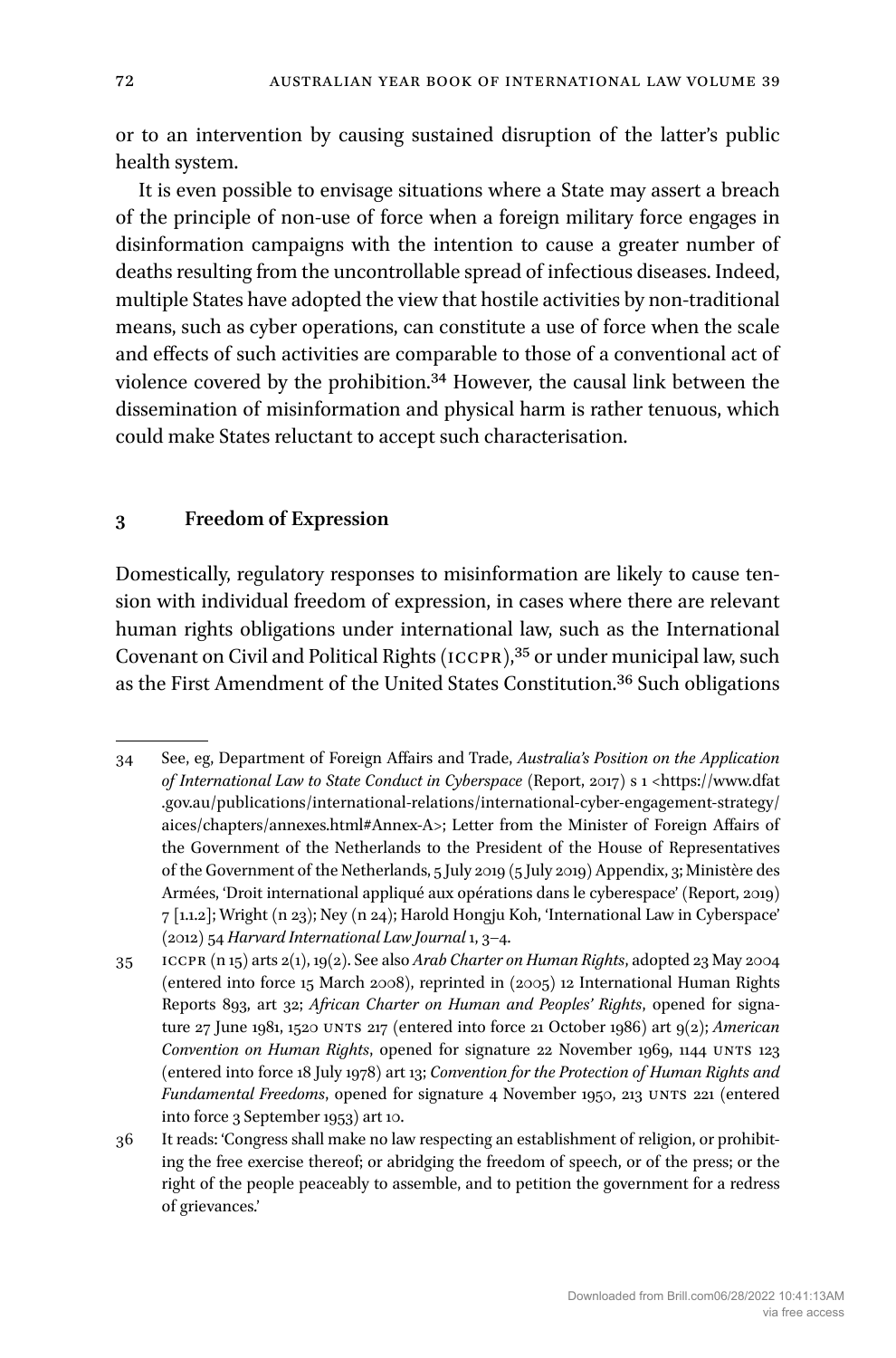or to an intervention by causing sustained disruption of the latter's public health system.

It is even possible to envisage situations where a State may assert a breach of the principle of non-use of force when a foreign military force engages in disinformation campaigns with the intention to cause a greater number of deaths resulting from the uncontrollable spread of infectious diseases. Indeed, multiple States have adopted the view that hostile activities by non-traditional means, such as cyber operations, can constitute a use of force when the scale and effects of such activities are comparable to those of a conventional act of violence covered by the prohibition.[34] However, the causal link between the dissemination of misinformation and physical harm is rather tenuous, which could make States reluctant to accept such characterisation.

## 3 Freedom of Expression

Domestically, regulatory responses to misinformation are likely to cause tension with individual freedom of expression, in cases where there are relevant human rights obligations under international law, such as the International Covenant on Civil and Political Rights (ICCPR),[35] or under municipal law, such as the First Amendment of the United States Constitution.[36] Such obligations

---

34 See, eg, Department of Foreign Affairs and Trade, *Australia's Position on the Application of International Law to State Conduct in Cyberspace* (Report, 2017) s 1 <https://www.dfat.gov.au/publications/international-relations/international-cyber-engagement-strategy/aices/chapters/annexes.html#Annex-A>; Letter from the Minister of Foreign Affairs of the Government of the Netherlands to the President of the House of Representatives of the Government of the Netherlands, 5 July 2019 (5 July 2019) Appendix, 3; Ministère des Armées, 'Droit international appliqué aux opérations dans le cyberespace' (Report, 2019) 7 [1.1.2]; Wright (n 23); Ney (n 24); Harold Hongju Koh, 'International Law in Cyberspace' (2012) 54 *Harvard International Law Journal* 1, 3–4.

35 ICCPR (n 15) arts 2(1), 19(2). See also *Arab Charter on Human Rights*, adopted 23 May 2004 (entered into force 15 March 2008), reprinted in (2005) 12 International Human Rights Reports 893, art 32; *African Charter on Human and Peoples' Rights*, opened for signature 27 June 1981, 1520 UNTS 217 (entered into force 21 October 1986) art 9(2); *American Convention on Human Rights*, opened for signature 22 November 1969, 1144 UNTS 123 (entered into force 18 July 1978) art 13; *Convention for the Protection of Human Rights and Fundamental Freedoms*, opened for signature 4 November 1950, 213 UNTS 221 (entered into force 3 September 1953) art 10.

36 It reads: 'Congress shall make no law respecting an establishment of religion, or prohibiting the free exercise thereof; or abridging the freedom of speech, or of the press; or the right of the people peaceably to assemble, and to petition the government for a redress of grievances.'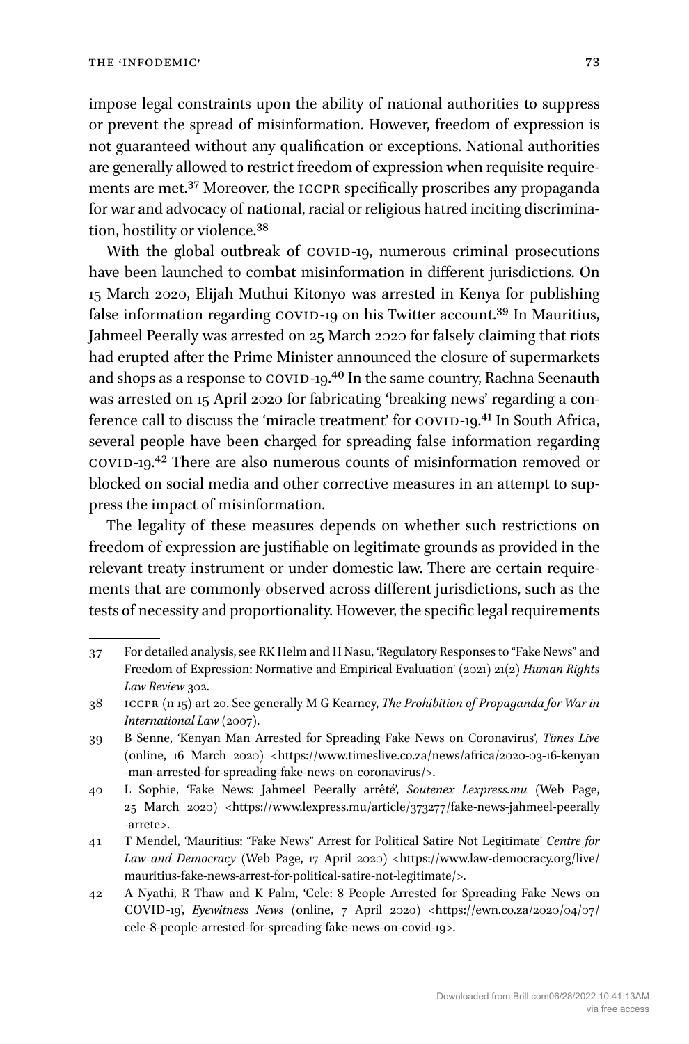impose legal constraints upon the ability of national authorities to suppress or prevent the spread of misinformation. However, freedom of expression is not guaranteed without any qualification or exceptions. National authorities are generally allowed to restrict freedom of expression when requisite requirements are met.[37] Moreover, the ICCPR specifically proscribes any propaganda for war and advocacy of national, racial or religious hatred inciting discrimination, hostility or violence.[38]

With the global outbreak of COVID-19, numerous criminal prosecutions have been launched to combat misinformation in different jurisdictions. On 15 March 2020, Elijah Muthui Kitonyo was arrested in Kenya for publishing false information regarding COVID-19 on his Twitter account.[39] In Mauritius, Jahmeel Peerally was arrested on 25 March 2020 for falsely claiming that riots had erupted after the Prime Minister announced the closure of supermarkets and shops as a response to COVID-19.[40] In the same country, Rachna Seenauth was arrested on 15 April 2020 for fabricating 'breaking news' regarding a conference call to discuss the 'miracle treatment' for COVID-19.[41] In South Africa, several people have been charged for spreading false information regarding COVID-19.[42] There are also numerous counts of misinformation removed or blocked on social media and other corrective measures in an attempt to suppress the impact of misinformation.

The legality of these measures depends on whether such restrictions on freedom of expression are justifiable on legitimate grounds as provided in the relevant treaty instrument or under domestic law. There are certain requirements that are commonly observed across different jurisdictions, such as the tests of necessity and proportionality. However, the specific legal requirements

---

37 For detailed analysis, see RK Helm and H Nasu, 'Regulatory Responses to "Fake News" and Freedom of Expression: Normative and Empirical Evaluation' (2021) 21(2) *Human Rights Law Review* 302.

38 ICCPR (n 15) art 20. See generally M G Kearney, *The Prohibition of Propaganda for War in International Law* (2007).

39 B Senne, 'Kenyan Man Arrested for Spreading Fake News on Coronavirus', *Times Live* (online, 16 March 2020) <https://www.timeslive.co.za/news/africa/2020-03-16-kenyan-man-arrested-for-spreading-fake-news-on-coronavirus/>.

40 L Sophie, 'Fake News: Jahmeel Peerally arrêté', *Soutenex Lexpress.mu* (Web Page, 25 March 2020) <https://www.lexpress.mu/article/373277/fake-news-jahmeel-peerally-arrete>.

41 T Mendel, 'Mauritius: "Fake News" Arrest for Political Satire Not Legitimate' *Centre for Law and Democracy* (Web Page, 17 April 2020) <https://www.law-democracy.org/live/mauritius-fake-news-arrest-for-political-satire-not-legitimate/>.

42 A Nyathi, R Thaw and K Palm, 'Cele: 8 People Arrested for Spreading Fake News on COVID-19', *Eyewitness News* (online, 7 April 2020) <https://ewn.co.za/2020/04/07/cele-8-people-arrested-for-spreading-fake-news-on-covid-19>.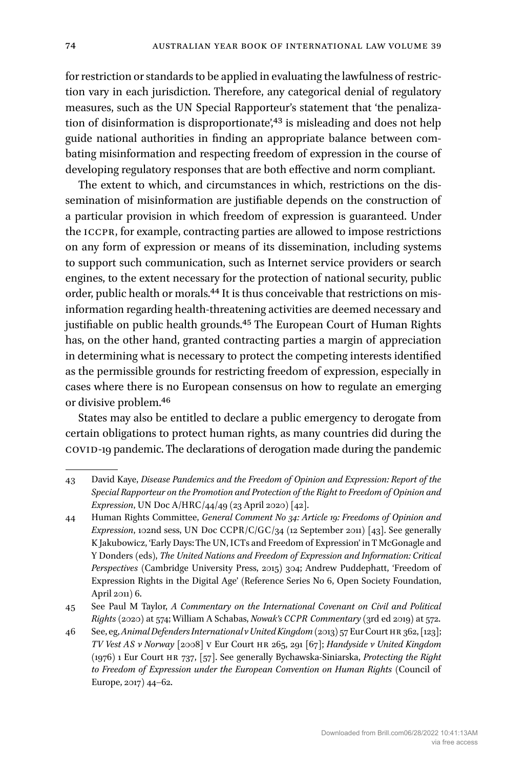for restriction or standards to be applied in evaluating the lawfulness of restriction vary in each jurisdiction. Therefore, any categorical denial of regulatory measures, such as the UN Special Rapporteur's statement that 'the penalization of disinformation is disproportionate',[43] is misleading and does not help guide national authorities in finding an appropriate balance between combating misinformation and respecting freedom of expression in the course of developing regulatory responses that are both effective and norm compliant.

The extent to which, and circumstances in which, restrictions on the dissemination of misinformation are justifiable depends on the construction of a particular provision in which freedom of expression is guaranteed. Under the ICCPR, for example, contracting parties are allowed to impose restrictions on any form of expression or means of its dissemination, including systems to support such communication, such as Internet service providers or search engines, to the extent necessary for the protection of national security, public order, public health or morals.[44] It is thus conceivable that restrictions on misinformation regarding health-threatening activities are deemed necessary and justifiable on public health grounds.[45] The European Court of Human Rights has, on the other hand, granted contracting parties a margin of appreciation in determining what is necessary to protect the competing interests identified as the permissible grounds for restricting freedom of expression, especially in cases where there is no European consensus on how to regulate an emerging or divisive problem.[46]

States may also be entitled to declare a public emergency to derogate from certain obligations to protect human rights, as many countries did during the COVID-19 pandemic. The declarations of derogation made during the pandemic

---

43 David Kaye, *Disease Pandemics and the Freedom of Opinion and Expression: Report of the Special Rapporteur on the Promotion and Protection of the Right to Freedom of Opinion and Expression*, UN Doc A/HRC/44/49 (23 April 2020) [42].

44 Human Rights Committee, *General Comment No 34: Article 19: Freedoms of Opinion and Expression*, 102nd sess, UN Doc CCPR/C/GC/34 (12 September 2011) [43]. See generally K Jakubowicz, 'Early Days: The UN, ICTs and Freedom of Expression' in T McGonagle and Y Donders (eds), *The United Nations and Freedom of Expression and Information: Critical Perspectives* (Cambridge University Press, 2015) 304; Andrew Puddephatt, 'Freedom of Expression Rights in the Digital Age' (Reference Series No 6, Open Society Foundation, April 2011) 6.

45 See Paul M Taylor, *A Commentary on the International Covenant on Civil and Political Rights* (2020) at 574; William A Schabas, *Nowak's CCPR Commentary* (3rd ed 2019) at 572.

46 See, eg, *Animal Defenders International v United Kingdom* (2013) 57 Eur Court HR 362, [123]; *TV Vest AS v Norway* [2008] V Eur Court HR 265, 291 [67]; *Handyside v United Kingdom* (1976) 1 Eur Court HR 737, [57]. See generally Bychawska-Siniarska, *Protecting the Right to Freedom of Expression under the European Convention on Human Rights* (Council of Europe, 2017) 44–62.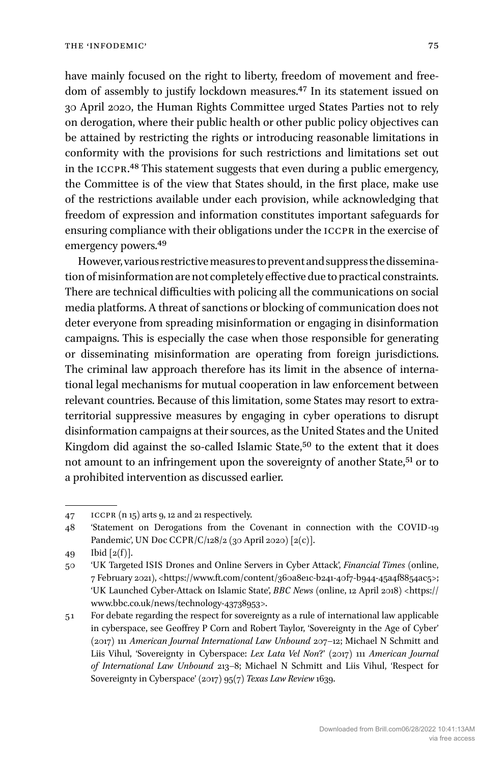have mainly focused on the right to liberty, freedom of movement and freedom of assembly to justify lockdown measures.[47] In its statement issued on 30 April 2020, the Human Rights Committee urged States Parties not to rely on derogation, where their public health or other public policy objectives can be attained by restricting the rights or introducing reasonable limitations in conformity with the provisions for such restrictions and limitations set out in the ICCPR.[48] This statement suggests that even during a public emergency, the Committee is of the view that States should, in the first place, make use of the restrictions available under each provision, while acknowledging that freedom of expression and information constitutes important safeguards for ensuring compliance with their obligations under the ICCPR in the exercise of emergency powers.[49]

However, various restrictive measures to prevent and suppress the dissemination of misinformation are not completely effective due to practical constraints. There are technical difficulties with policing all the communications on social media platforms. A threat of sanctions or blocking of communication does not deter everyone from spreading misinformation or engaging in disinformation campaigns. This is especially the case when those responsible for generating or disseminating misinformation are operating from foreign jurisdictions. The criminal law approach therefore has its limit in the absence of international legal mechanisms for mutual cooperation in law enforcement between relevant countries. Because of this limitation, some States may resort to extraterritorial suppressive measures by engaging in cyber operations to disrupt disinformation campaigns at their sources, as the United States and the United Kingdom did against the so-called Islamic State,[50] to the extent that it does not amount to an infringement upon the sovereignty of another State,[51] or to a prohibited intervention as discussed earlier.

---

47 ICCPR (n 15) arts 9, 12 and 21 respectively.

48 'Statement on Derogations from the Covenant in connection with the COVID-19 Pandemic', UN Doc CCPR/C/128/2 (30 April 2020) [2(c)].

49 Ibid [2(f)].

50 'UK Targeted ISIS Drones and Online Servers in Cyber Attack', *Financial Times* (online, 7 February 2021), <https://www.ft.com/content/360a8e1c-b241-40f7-b944-45a4f8854ac5>; 'UK Launched Cyber-Attack on Islamic State', *BBC News* (online, 12 April 2018) <https://www.bbc.co.uk/news/technology-43738953>.

51 For debate regarding the respect for sovereignty as a rule of international law applicable in cyberspace, see Geoffrey P Corn and Robert Taylor, 'Sovereignty in the Age of Cyber' (2017) 111 *American Journal International Law Unbound* 207–12; Michael N Schmitt and Liis Vihul, 'Sovereignty in Cyberspace: *Lex Lata Vel Non*?' (2017) 111 *American Journal of International Law Unbound* 213–8; Michael N Schmitt and Liis Vihul, 'Respect for Sovereignty in Cyberspace' (2017) 95(7) *Texas Law Review* 1639.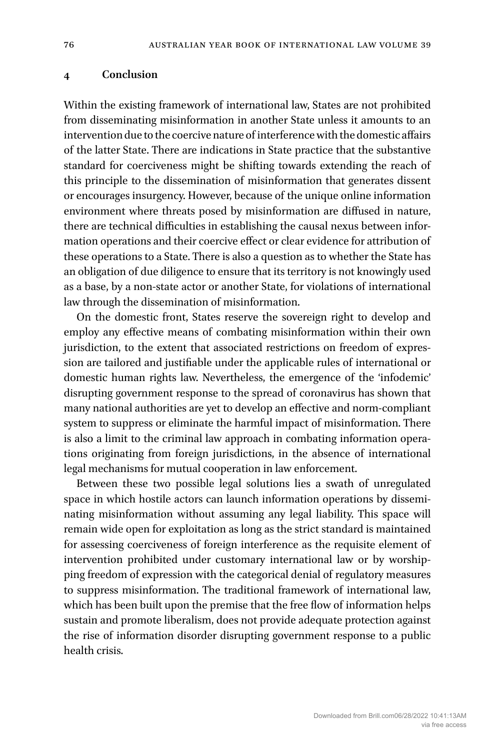## 4 Conclusion

Within the existing framework of international law, States are not prohibited from disseminating misinformation in another State unless it amounts to an intervention due to the coercive nature of interference with the domestic affairs of the latter State. There are indications in State practice that the substantive standard for coerciveness might be shifting towards extending the reach of this principle to the dissemination of misinformation that generates dissent or encourages insurgency. However, because of the unique online information environment where threats posed by misinformation are diffused in nature, there are technical difficulties in establishing the causal nexus between information operations and their coercive effect or clear evidence for attribution of these operations to a State. There is also a question as to whether the State has an obligation of due diligence to ensure that its territory is not knowingly used as a base, by a non-state actor or another State, for violations of international law through the dissemination of misinformation.

On the domestic front, States reserve the sovereign right to develop and employ any effective means of combating misinformation within their own jurisdiction, to the extent that associated restrictions on freedom of expression are tailored and justifiable under the applicable rules of international or domestic human rights law. Nevertheless, the emergence of the 'infodemic' disrupting government response to the spread of coronavirus has shown that many national authorities are yet to develop an effective and norm-compliant system to suppress or eliminate the harmful impact of misinformation. There is also a limit to the criminal law approach in combating information operations originating from foreign jurisdictions, in the absence of international legal mechanisms for mutual cooperation in law enforcement.

Between these two possible legal solutions lies a swath of unregulated space in which hostile actors can launch information operations by disseminating misinformation without assuming any legal liability. This space will remain wide open for exploitation as long as the strict standard is maintained for assessing coerciveness of foreign interference as the requisite element of intervention prohibited under customary international law or by worshipping freedom of expression with the categorical denial of regulatory measures to suppress misinformation. The traditional framework of international law, which has been built upon the premise that the free flow of information helps sustain and promote liberalism, does not provide adequate protection against the rise of information disorder disrupting government response to a public health crisis.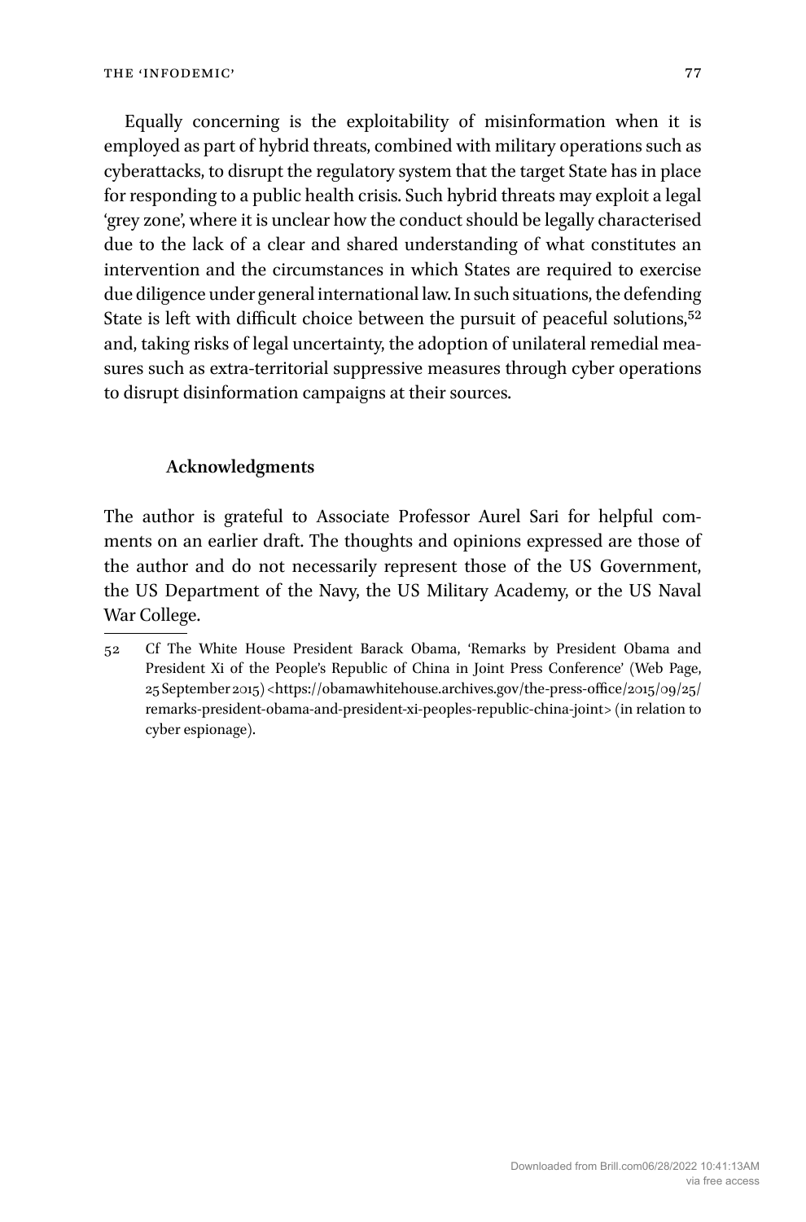Equally concerning is the exploitability of misinformation when it is employed as part of hybrid threats, combined with military operations such as cyberattacks, to disrupt the regulatory system that the target State has in place for responding to a public health crisis. Such hybrid threats may exploit a legal 'grey zone', where it is unclear how the conduct should be legally characterised due to the lack of a clear and shared understanding of what constitutes an intervention and the circumstances in which States are required to exercise due diligence under general international law. In such situations, the defending State is left with difficult choice between the pursuit of peaceful solutions,[52] and, taking risks of legal uncertainty, the adoption of unilateral remedial measures such as extra-territorial suppressive measures through cyber operations to disrupt disinformation campaigns at their sources.

### Acknowledgments

The author is grateful to Associate Professor Aurel Sari for helpful comments on an earlier draft. The thoughts and opinions expressed are those of the author and do not necessarily represent those of the US Government, the US Department of the Navy, the US Military Academy, or the US Naval War College.

---

52 Cf The White House President Barack Obama, 'Remarks by President Obama and President Xi of the People's Republic of China in Joint Press Conference' (Web Page, 25 September 2015) <https://obamawhitehouse.archives.gov/the-press-office/2015/09/25/remarks-president-obama-and-president-xi-peoples-republic-china-joint> (in relation to cyber espionage).